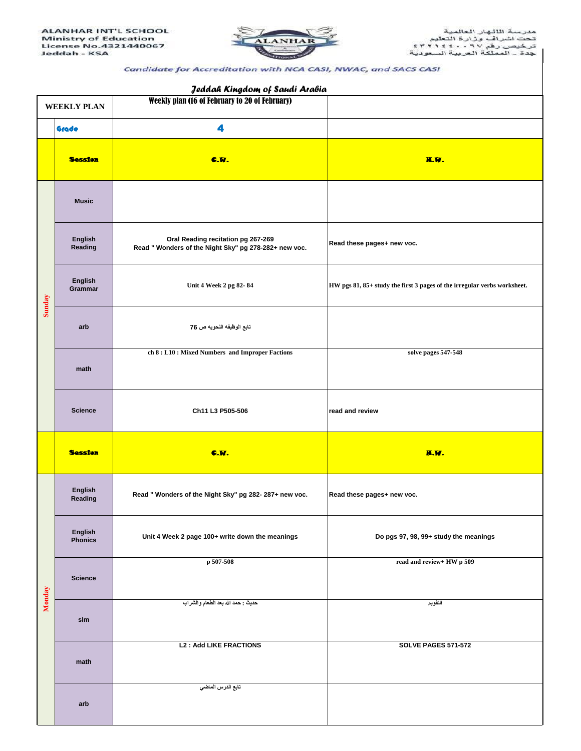ALANHAR INT'L SCHOOL
Ministry of Education
License No.4321440067
Jeddah - KSA

مدرسة الانهار العالمية
تحت اشراف وزارة التعليم
ترخيص رقم ٤٣٢١٤٤٠٠٦٧
جدة - المملكة العربية السعودية

*Candidate for Accreditation with NCA CASI, NWAC, and SACS CASI*

*Jeddah Kingdom of Saudi Arabia*

| WEEKLY PLAN | | Weekly plan (16 of February to 20 of February) | |
|---|---|---|---|
| | Grade | 4 | |
| | **Session** | **C.W.** | **H.W.** |
| Sunday | Music | | |
| Sunday | English Reading | Oral Reading recitation pg 267-269<br>Read " Wonders of the Night Sky" pg 278-282+ new voc. | Read these pages+ new voc. |
| Sunday | English Grammar | Unit 4 Week 2 pg 82- 84 | HW pgs 81, 85+ study the first 3 pages of the irregular verbs worksheet. |
| Sunday | arb | تابع الوظيفه النحويه ص 76 | |
| Sunday | math | ch 8 : L10 : Mixed Numbers and Improper Factions | solve pages 547-548 |
| Sunday | Science | Ch11 L3 P505-506 | read and review |
| | **Session** | **C.W.** | **H.W.** |
| Monday | English Reading | Read " Wonders of the Night Sky" pg 282- 287+ new voc. | Read these pages+ new voc. |
| Monday | English Phonics | Unit 4 Week 2 page 100+ write down the meanings | Do pgs 97, 98, 99+ study the meanings |
| Monday | Science | p 507-508 | read and review+ HW p 509 |
| Monday | slm | حديث : حمد الله بعد الطعام والشراب | التقويم |
| Monday | math | L2 : Add LIKE FRACTIONS | SOLVE PAGES 571-572 |
| Monday | arb | تابع الدرس الماضي | |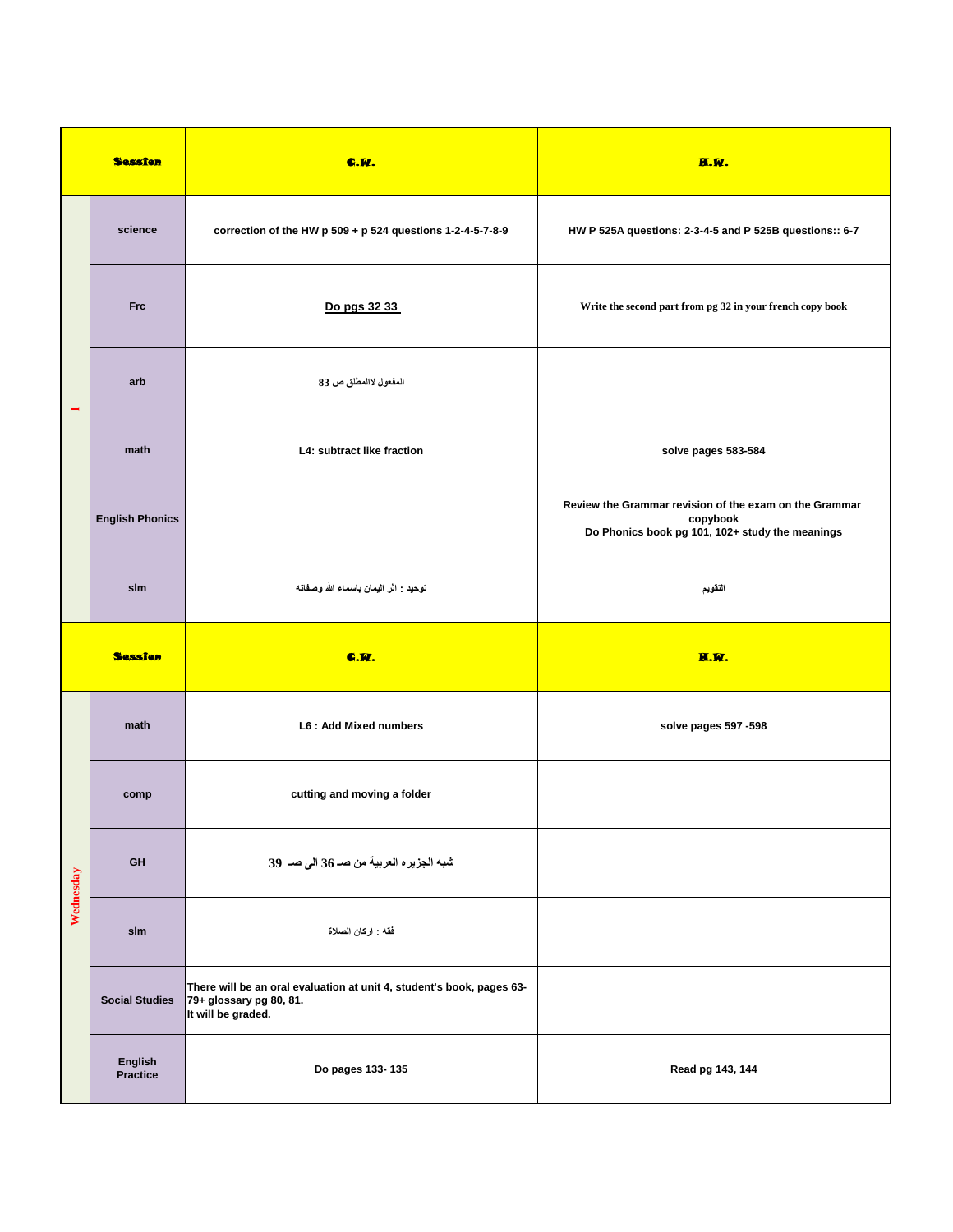|  | Session | C.W. | H.W. |
| --- | --- | --- | --- |
| I | science | correction of the HW p 509 + p 524 questions 1-2-4-5-7-8-9 | HW P 525A questions: 2-3-4-5 and P 525B questions:: 6-7 |
|  | Frc | Do pgs 32 33 | Write the second part from pg 32 in your french copy book |
|  | arb | المفعول لاالمطلق ص 83 |  |
|  | math | L4: subtract like fraction | solve pages 583-584 |
|  | English Phonics |  | Review the Grammar revision of the exam on the Grammar copybook<br>Do Phonics book pg 101, 102+ study the meanings |
|  | slm | توحيد : اثر اليمان باسماء الله وصفاته | التقويم |
|  | Session | C.W. | H.W. |
| Wednesday | math | L6 : Add Mixed numbers | solve pages 597 -598 |
|  | comp | cutting and moving a folder |  |
|  | GH | شبه الجزيره العربية من صـ 36 الى صـ 39 |  |
|  | slm | فقه : اركان الصلاة |  |
|  | Social Studies | There will be an oral evaluation at unit 4, student's book, pages 63-79+ glossary pg 80, 81.<br>It will be graded. |  |
|  | English Practice | Do pages 133- 135 | Read pg 143, 144 |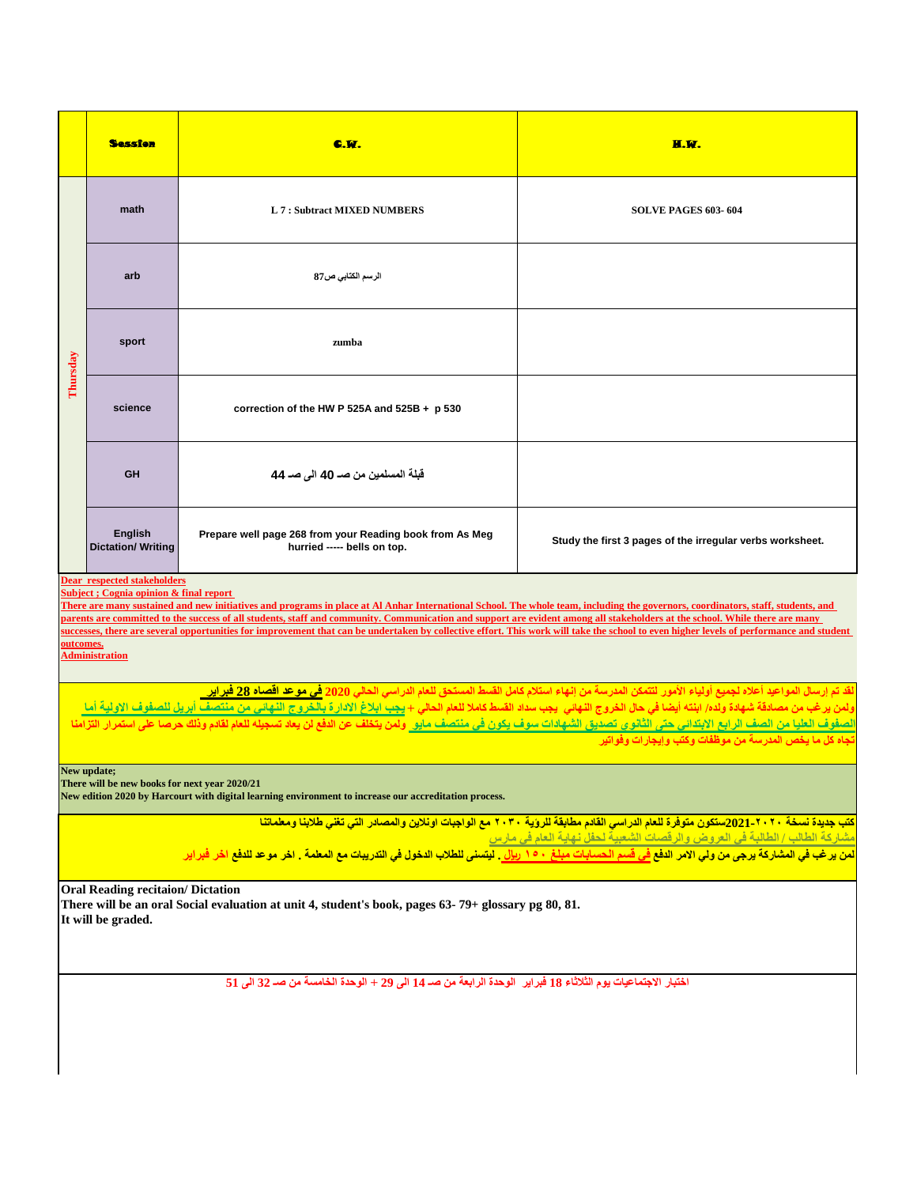| | Session | C.W. | H.W. |
|---|---|---|---|
| Thursday | math | L 7 : Subtract MIXED NUMBERS | SOLVE PAGES 603- 604 |
| | arb | الرسم الكتابي ص87 | |
| | sport | zumba | |
| | science | correction of the HW P 525A and 525B + p 530 | |
| | GH | قبلة المسلمين من صـ 40 الى صـ 44 | |
| | English Dictation/ Writing | Prepare well page 268 from your Reading book from As Meg hurried ----- bells on top. | Study the first 3 pages of the irregular verbs worksheet. |

Dear respected stakeholders
Subject ; Cognia opinion & final report
There are many sustained and new initiatives and programs in place at Al Anhar International School. The whole team, including the governors, coordinators, staff, students, and parents are committed to the success of all students, staff and community. Communication and support are evident among all stakeholders at the school. While there are many successes, there are several opportunities for improvement that can be undertaken by collective effort. This work will take the school to even higher levels of performance and student outcomes.
Administration

لقد تم إرسال المواعيد أعلاه لجميع أولياء الأمور لتتمكن المدرسة من إنهاء استلام كامل القسط المستحق للعام الدراسي الحالي 2020 في موعد اقصاه 28 فبراير
ولمن يرغب من مصادقة شهادة ولده/ ابنته أيضا في حال الخروج النهائي يجب سداد القسط كاملا للعام الحالي + يجب ابلاغ الادارة بالخروج النهائي من منتصف أبريل للصفوف الاولية أما الصفوف العليا من الصف الرابع الابتدائي حتى الثانوي تصديق الشهادات سوف يكون في منتصف مايو ولمن يتخلف عن الدفع لن يعاد تسجيله للعام لقادم وذلك حرصا على استمرار التزامنا تجاه كل ما يخص المدرسة من موظفات وكتب وإيجارات وفواتير

New update;
There will be new books for next year 2020/21
New edition 2020 by Harcourt with digital learning environment to increase our accreditation process.

كتب جديدة نسخة ٢٠٢٠-2021ستكون متوفرة للعام الدراسي القادم مطابقة للرؤية ٢٠٣٠ مع الواجبات اونلاين والمصادر التي تغني طلابنا ومعلماتنا
مشاركة الطالب / الطالبة في العروض والرقصات الشعبية لحفل نهاية العام في مارس
لمن يرغب في المشاركة يرجى من ولي الامر الدفع في قسم الحسابات مبلغ ١٥٠ ريال . ليتسنى للطلاب الدخول في التدريبات مع المعلمة . اخر موعد للدفع اخر فبراير

Oral Reading recitaion/ Dictation
There will be an oral Social evaluation at unit 4, student's book, pages 63- 79+ glossary pg 80, 81.
It will be graded.

اختبار الاجتماعيات يوم الثلاثاء 18 فبراير الوحدة الرابعة من صـ 14 الى 29 + الوحدة الخامسة من صـ 32 الى 51